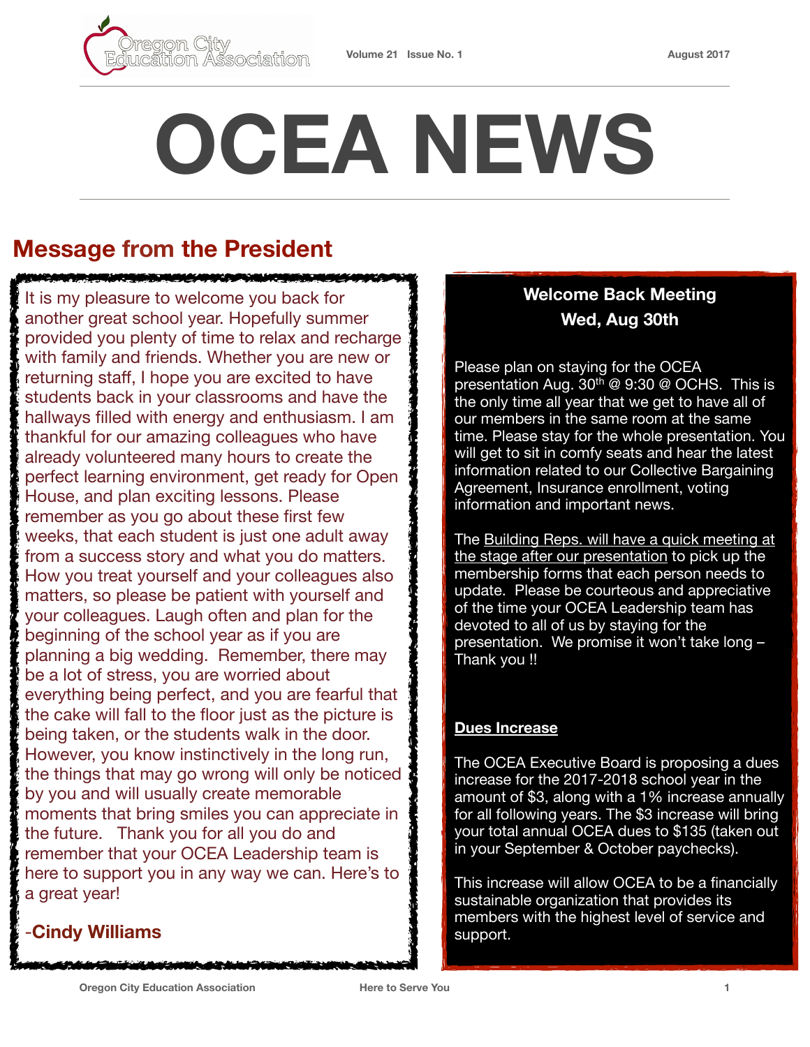# OCEA NEWS

## Message from the President

It is my pleasure to welcome you back for another great school year. Hopefully summer provided you plenty of time to relax and recharge with family and friends. Whether you are new or returning staff, I hope you are excited to have students back in your classrooms and have the hallways filled with energy and enthusiasm. I am thankful for our amazing colleagues who have already volunteered many hours to create the perfect learning environment, get ready for Open House, and plan exciting lessons. Please remember as you go about these first few weeks, that each student is just one adult away from a success story and what you do matters. How you treat yourself and your colleagues also matters, so please be patient with yourself and your colleagues. Laugh often and plan for the beginning of the school year as if you are planning a big wedding. Remember, there may be a lot of stress, you are worried about everything being perfect, and you are fearful that the cake will fall to the floor just as the picture is being taken, or the students walk in the door. However, you know instinctively in the long run, the things that may go wrong will only be noticed by you and will usually create memorable moments that bring smiles you can appreciate in the future. Thank you for all you do and remember that your OCEA Leadership team is here to support you in any way we can. Here's to a great year!

-**Cindy Williams**

### Welcome Back Meeting
### Wed, Aug 30th

Please plan on staying for the OCEA presentation Aug. 30th @ 9:30 @ OCHS. This is the only time all year that we get to have all of our members in the same room at the same time. Please stay for the whole presentation. You will get to sit in comfy seats and hear the latest information related to our Collective Bargaining Agreement, Insurance enrollment, voting information and important news.

The Building Reps. will have a quick meeting at the stage after our presentation to pick up the membership forms that each person needs to update. Please be courteous and appreciative of the time your OCEA Leadership team has devoted to all of us by staying for the presentation. We promise it won't take long – Thank you !!

**Dues Increase**

The OCEA Executive Board is proposing a dues increase for the 2017-2018 school year in the amount of $3, along with a 1% increase annually for all following years. The $3 increase will bring your total annual OCEA dues to $135 (taken out in your September & October paychecks).

This increase will allow OCEA to be a financially sustainable organization that provides its members with the highest level of service and support.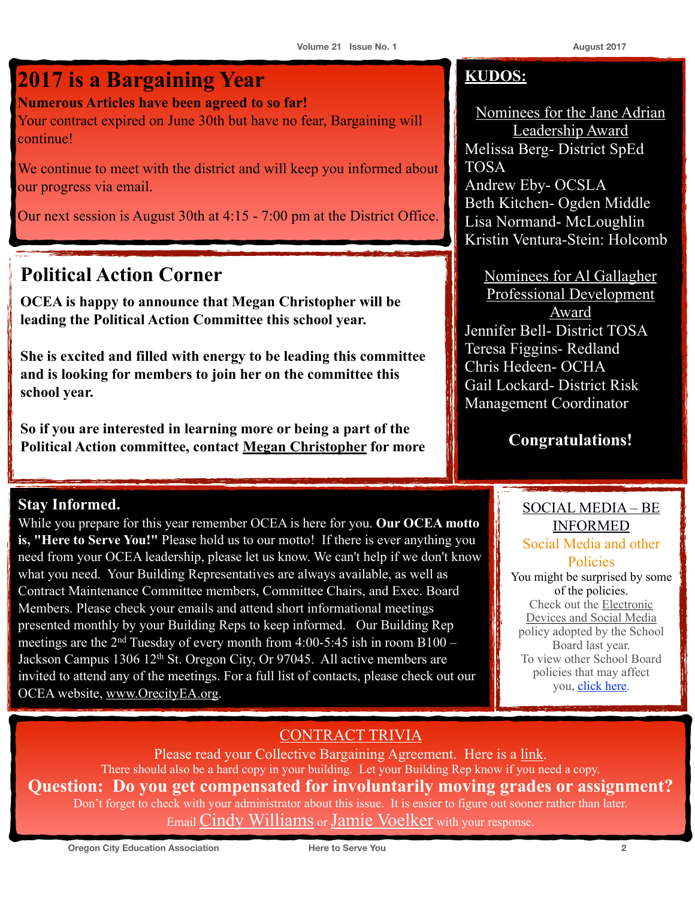# 2017 is a Bargaining Year

**Numerous Articles have been agreed to so far!**

Your contract expired on June 30th but have no fear, Bargaining will continue!

We continue to meet with the district and will keep you informed about our progress via email.

Our next session is August 30th at 4:15 - 7:00 pm at the District Office.

## Political Action Corner

**OCEA is happy to announce that Megan Christopher will be leading the Political Action Committee this school year.**

**She is excited and filled with energy to be leading this committee and is looking for members to join her on the committee this school year.**

**So if you are interested in learning more or being a part of the Political Action committee, contact Megan Christopher for more**

## KUDOS:

Nominees for the Jane Adrian Leadership Award

Melissa Berg- District SpEd TOSA
Andrew Eby- OCSLA
Beth Kitchen- Ogden Middle
Lisa Normand- McLoughlin
Kristin Ventura-Stein: Holcomb

Nominees for Al Gallagher Professional Development Award

Jennifer Bell- District TOSA
Teresa Figgins- Redland
Chris Hedeen- OCHA
Gail Lockard- District Risk Management Coordinator

**Congratulations!**

## Stay Informed.

While you prepare for this year remember OCEA is here for you. **Our OCEA motto is, "Here to Serve You!"** Please hold us to our motto! If there is ever anything you need from your OCEA leadership, please let us know. We can't help if we don't know what you need. Your Building Representatives are always available, as well as Contract Maintenance Committee members, Committee Chairs, and Exec. Board Members. Please check your emails and attend short informational meetings presented monthly by your Building Reps to keep informed. Our Building Rep meetings are the 2nd Tuesday of every month from 4:00-5:45 ish in room B100 – Jackson Campus 1306 12th St. Oregon City, Or 97045. All active members are invited to attend any of the meetings. For a full list of contacts, please check out our OCEA website, www.OrecityEA.org.

## SOCIAL MEDIA – BE INFORMED

Social Media and other Policies

You might be surprised by some of the policies.
Check out the Electronic Devices and Social Media policy adopted by the School Board last year.
To view other School Board policies that may affect you, click here.

## CONTRACT TRIVIA

Please read your Collective Bargaining Agreement. Here is a link.
There should also be a hard copy in your building. Let your Building Rep know if you need a copy.

**Question: Do you get compensated for involuntarily moving grades or assignment?**

Don't forget to check with your administrator about this issue. It is easier to figure out sooner rather than later.
Email Cindy Williams or Jamie Voelker with your response.